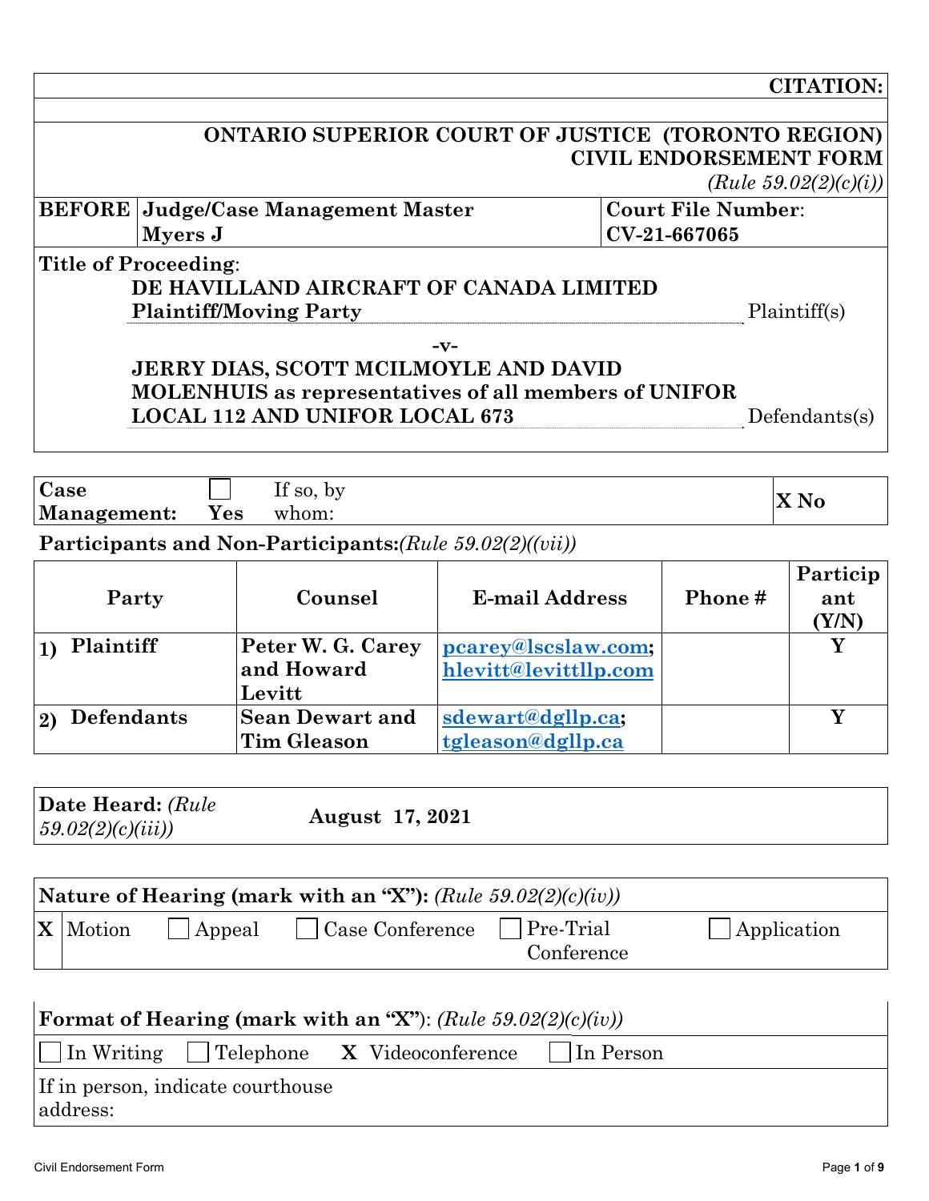**CITATION:**

**ONTARIO SUPERIOR COURT OF JUSTICE (TORONTO REGION)**
**CIVIL ENDORSEMENT FORM**
*(Rule 59.02(2)(c)(i))*

| BEFORE | Judge/Case Management Master | Court File Number: |
|---|---|---|
| | **Myers J** | **CV-21-667065** |

**Title of Proceeding**:

**DE HAVILLAND AIRCRAFT OF CANADA LIMITED**
**Plaintiff/Moving Party** — Plaintiff(s)

**-v-**

**JERRY DIAS, SCOTT MCILMOYLE AND DAVID MOLENHUIS as representatives of all members of UNIFOR LOCAL 112 AND UNIFOR LOCAL 673** — Defendants(s)

| Case Management: | ☐ Yes | If so, by whom: | X No |
|---|---|---|---|

**Participants and Non-Participants:** *(Rule 59.02(2)((vii))*

| Party | Counsel | E-mail Address | Phone # | Participant (Y/N) |
|---|---|---|---|---|
| 1) Plaintiff | Peter W. G. Carey and Howard Levitt | pcarey@lscslaw.com; hlevitt@levittllp.com | | Y |
| 2) Defendants | Sean Dewart and Tim Gleason | sdewart@dgllp.ca; tgleason@dgllp.ca | | Y |

| Date Heard: *(Rule 59.02(2)(c)(iii))* | **August 17, 2021** |
|---|---|

**Nature of Hearing (mark with an "X"):** *(Rule 59.02(2)(c)(iv))*

X Motion ☐ Appeal ☐ Case Conference ☐ Pre-Trial Conference ☐ Application

**Format of Hearing (mark with an "X")**: *(Rule 59.02(2)(c)(iv))*

☐ In Writing ☐ Telephone **X** Videoconference ☐ In Person

If in person, indicate courthouse address: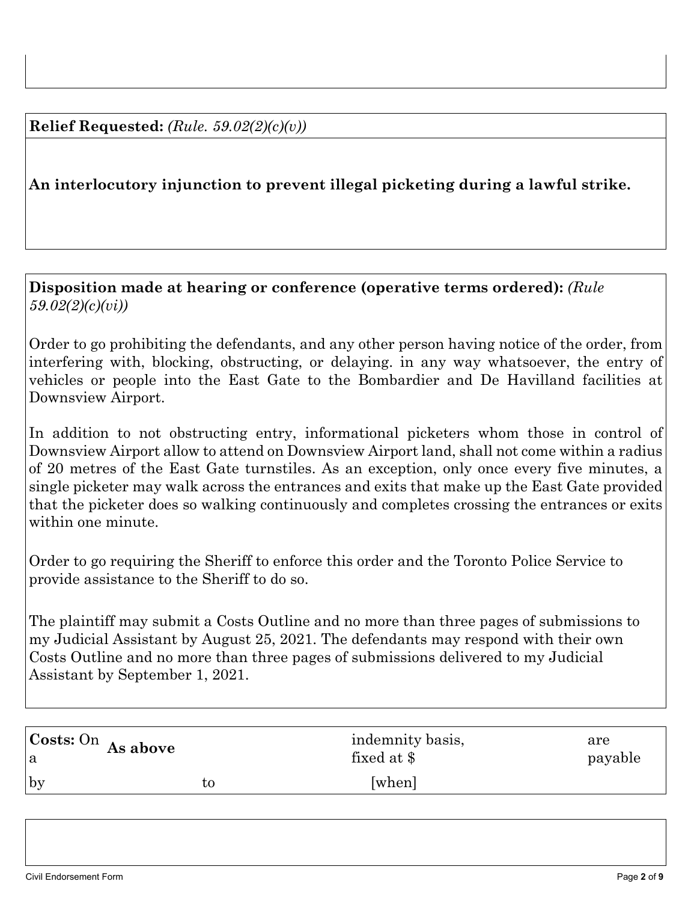**Relief Requested:** *(Rule. 59.02(2)(c)(v))*

**An interlocutory injunction to prevent illegal picketing during a lawful strike.**

**Disposition made at hearing or conference (operative terms ordered):** *(Rule 59.02(2)(c)(vi))*

Order to go prohibiting the defendants, and any other person having notice of the order, from interfering with, blocking, obstructing, or delaying. in any way whatsoever, the entry of vehicles or people into the East Gate to the Bombardier and De Havilland facilities at Downsview Airport.

In addition to not obstructing entry, informational picketers whom those in control of Downsview Airport allow to attend on Downsview Airport land, shall not come within a radius of 20 metres of the East Gate turnstiles. As an exception, only once every five minutes, a single picketer may walk across the entrances and exits that make up the East Gate provided that the picketer does so walking continuously and completes crossing the entrances or exits within one minute.

Order to go requiring the Sheriff to enforce this order and the Toronto Police Service to provide assistance to the Sheriff to do so.

The plaintiff may submit a Costs Outline and no more than three pages of submissions to my Judicial Assistant by August 25, 2021. The defendants may respond with their own Costs Outline and no more than three pages of submissions delivered to my Judicial Assistant by September 1, 2021.

| **Costs:** On a | **As above** | indemnity basis, fixed at $ | are payable |
|---|---|---|---|
| by | to | [when] | |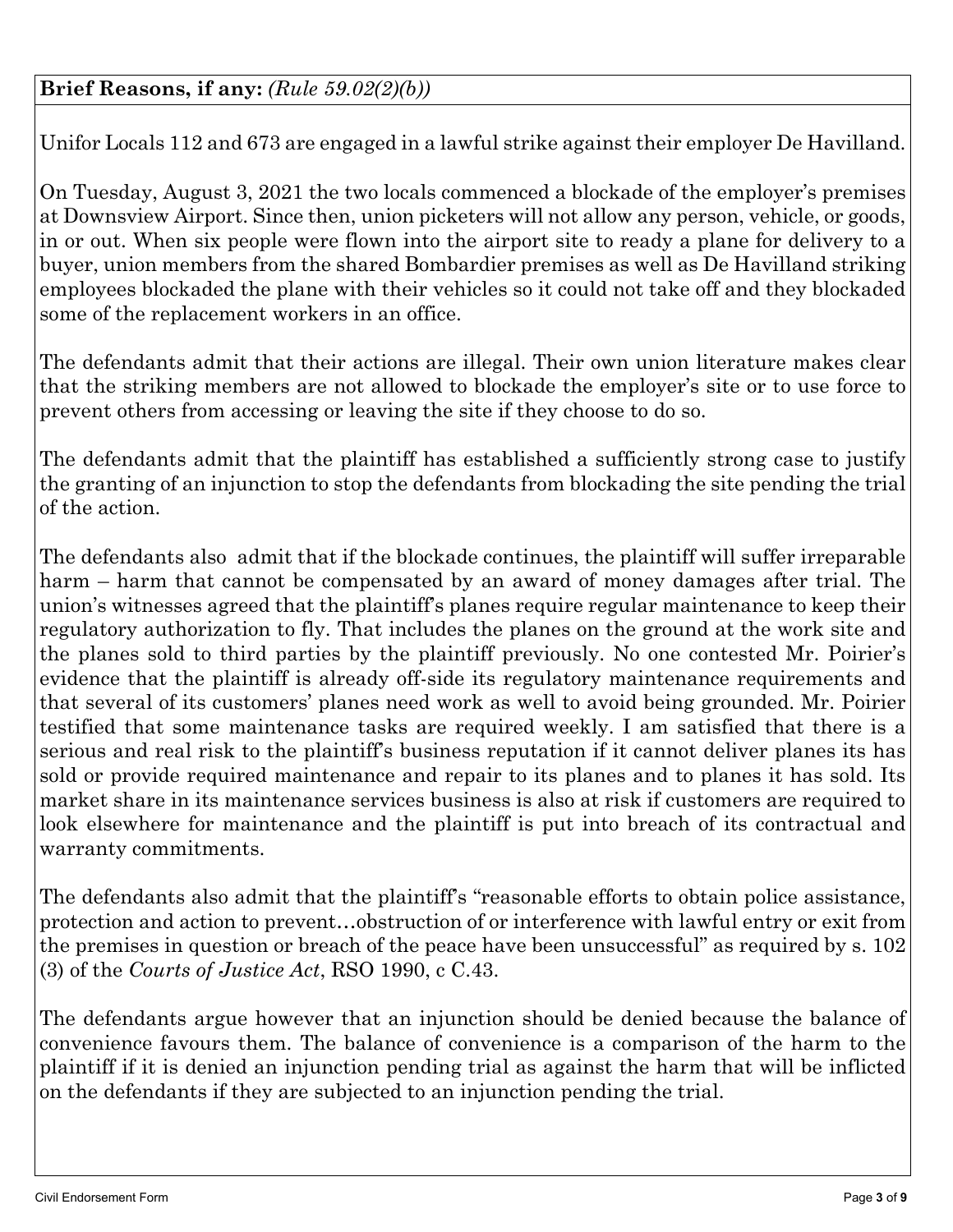**Brief Reasons, if any:** *(Rule 59.02(2)(b))*

Unifor Locals 112 and 673 are engaged in a lawful strike against their employer De Havilland.

On Tuesday, August 3, 2021 the two locals commenced a blockade of the employer's premises at Downsview Airport. Since then, union picketers will not allow any person, vehicle, or goods, in or out. When six people were flown into the airport site to ready a plane for delivery to a buyer, union members from the shared Bombardier premises as well as De Havilland striking employees blockaded the plane with their vehicles so it could not take off and they blockaded some of the replacement workers in an office.

The defendants admit that their actions are illegal. Their own union literature makes clear that the striking members are not allowed to blockade the employer's site or to use force to prevent others from accessing or leaving the site if they choose to do so.

The defendants admit that the plaintiff has established a sufficiently strong case to justify the granting of an injunction to stop the defendants from blockading the site pending the trial of the action.

The defendants also admit that if the blockade continues, the plaintiff will suffer irreparable harm – harm that cannot be compensated by an award of money damages after trial. The union's witnesses agreed that the plaintiff's planes require regular maintenance to keep their regulatory authorization to fly. That includes the planes on the ground at the work site and the planes sold to third parties by the plaintiff previously. No one contested Mr. Poirier's evidence that the plaintiff is already off-side its regulatory maintenance requirements and that several of its customers' planes need work as well to avoid being grounded. Mr. Poirier testified that some maintenance tasks are required weekly. I am satisfied that there is a serious and real risk to the plaintiff's business reputation if it cannot deliver planes its has sold or provide required maintenance and repair to its planes and to planes it has sold. Its market share in its maintenance services business is also at risk if customers are required to look elsewhere for maintenance and the plaintiff is put into breach of its contractual and warranty commitments.

The defendants also admit that the plaintiff's "reasonable efforts to obtain police assistance, protection and action to prevent…obstruction of or interference with lawful entry or exit from the premises in question or breach of the peace have been unsuccessful" as required by s. 102 (3) of the *Courts of Justice Act*, RSO 1990, c C.43.

The defendants argue however that an injunction should be denied because the balance of convenience favours them. The balance of convenience is a comparison of the harm to the plaintiff if it is denied an injunction pending trial as against the harm that will be inflicted on the defendants if they are subjected to an injunction pending the trial.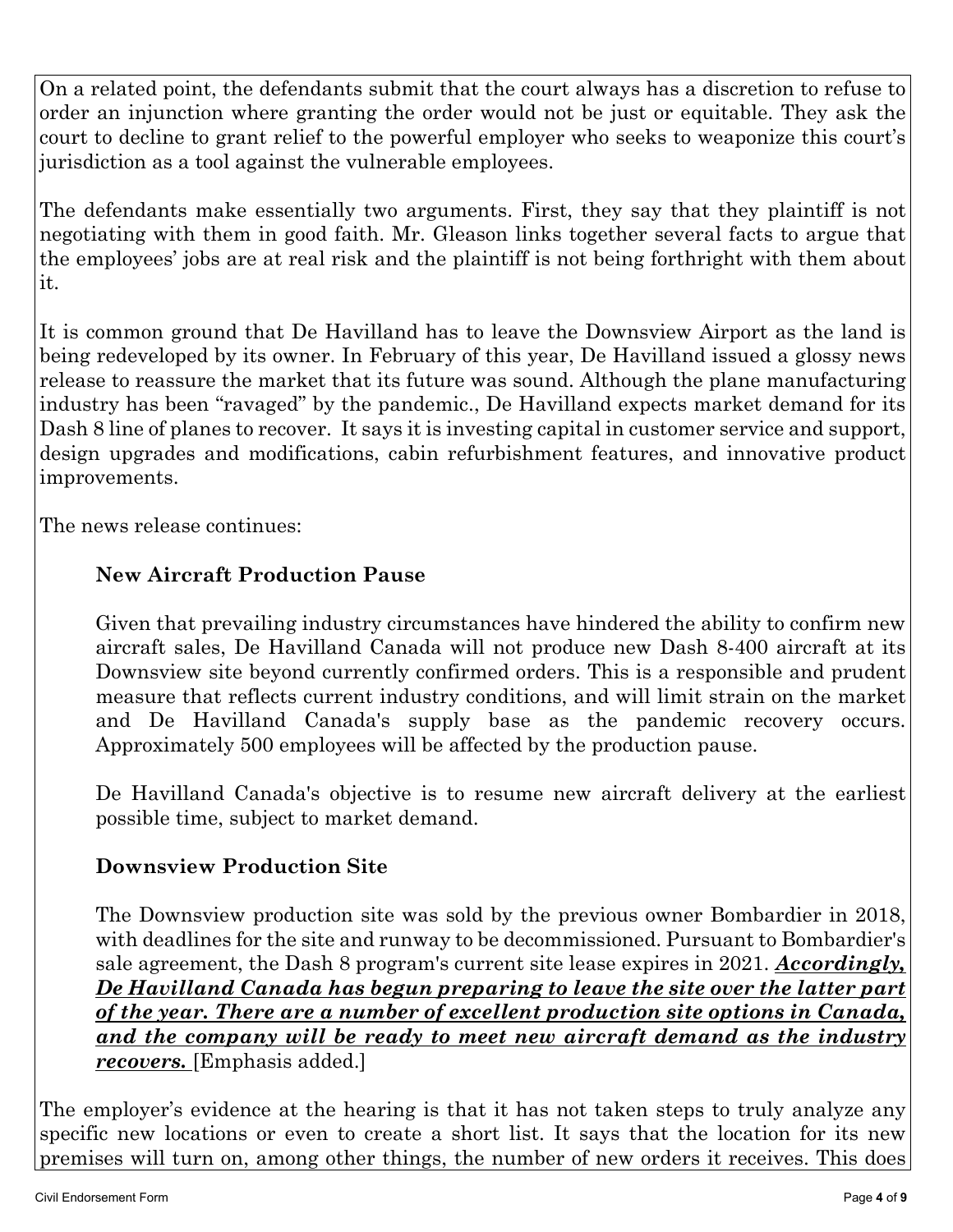On a related point, the defendants submit that the court always has a discretion to refuse to order an injunction where granting the order would not be just or equitable. They ask the court to decline to grant relief to the powerful employer who seeks to weaponize this court's jurisdiction as a tool against the vulnerable employees.

The defendants make essentially two arguments. First, they say that they plaintiff is not negotiating with them in good faith. Mr. Gleason links together several facts to argue that the employees' jobs are at real risk and the plaintiff is not being forthright with them about it.

It is common ground that De Havilland has to leave the Downsview Airport as the land is being redeveloped by its owner. In February of this year, De Havilland issued a glossy news release to reassure the market that its future was sound. Although the plane manufacturing industry has been "ravaged" by the pandemic., De Havilland expects market demand for its Dash 8 line of planes to recover. It says it is investing capital in customer service and support, design upgrades and modifications, cabin refurbishment features, and innovative product improvements.

The news release continues:

> **New Aircraft Production Pause**
>
> Given that prevailing industry circumstances have hindered the ability to confirm new aircraft sales, De Havilland Canada will not produce new Dash 8-400 aircraft at its Downsview site beyond currently confirmed orders. This is a responsible and prudent measure that reflects current industry conditions, and will limit strain on the market and De Havilland Canada's supply base as the pandemic recovery occurs. Approximately 500 employees will be affected by the production pause.
>
> De Havilland Canada's objective is to resume new aircraft delivery at the earliest possible time, subject to market demand.
>
> **Downsview Production Site**
>
> The Downsview production site was sold by the previous owner Bombardier in 2018, with deadlines for the site and runway to be decommissioned. Pursuant to Bombardier's sale agreement, the Dash 8 program's current site lease expires in 2021. <u>***Accordingly, De Havilland Canada has begun preparing to leave the site over the latter part of the year. There are a number of excellent production site options in Canada, and the company will be ready to meet new aircraft demand as the industry recovers.***</u> [Emphasis added.]

The employer's evidence at the hearing is that it has not taken steps to truly analyze any specific new locations or even to create a short list. It says that the location for its new premises will turn on, among other things, the number of new orders it receives. This does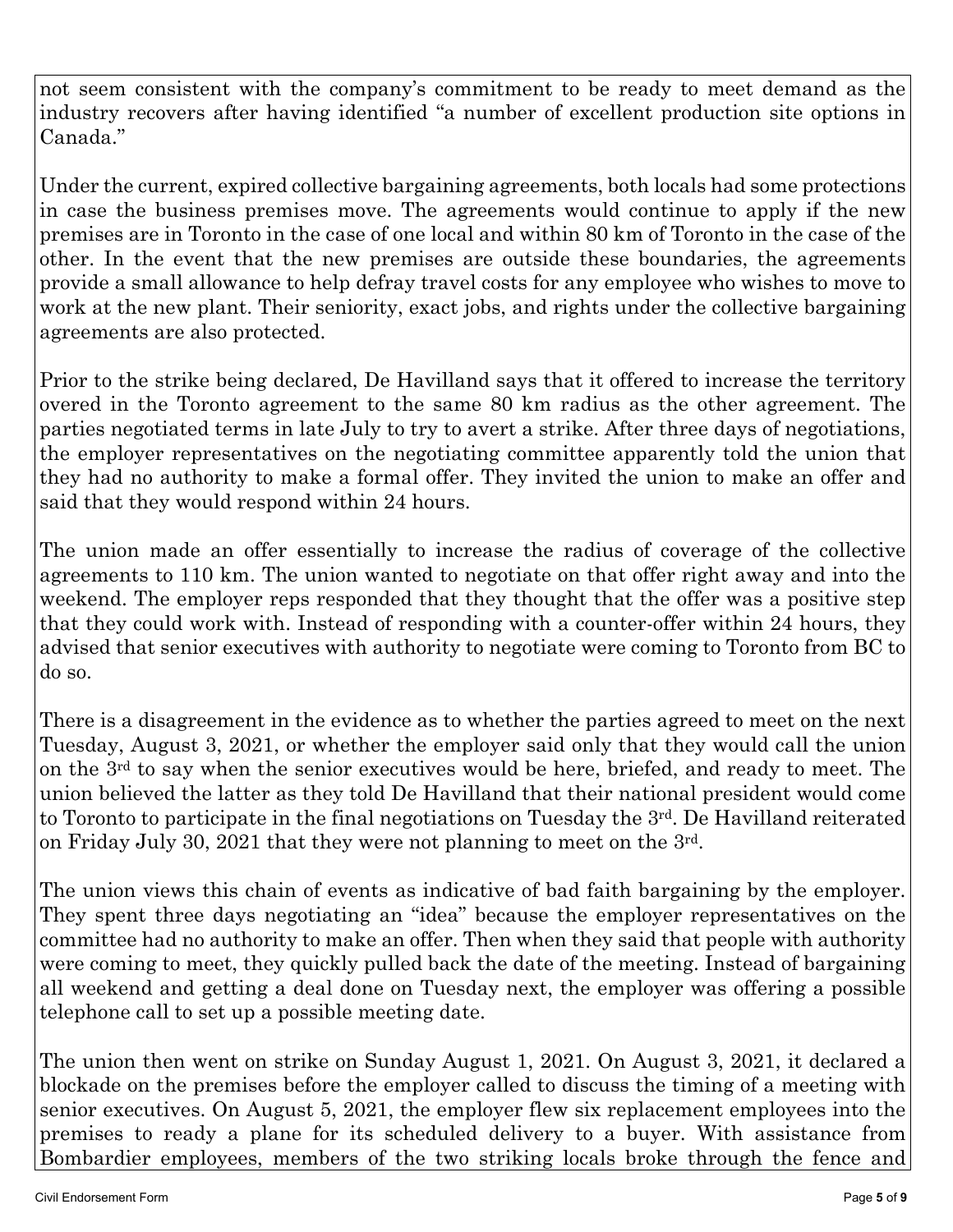not seem consistent with the company's commitment to be ready to meet demand as the industry recovers after having identified "a number of excellent production site options in Canada."

Under the current, expired collective bargaining agreements, both locals had some protections in case the business premises move. The agreements would continue to apply if the new premises are in Toronto in the case of one local and within 80 km of Toronto in the case of the other. In the event that the new premises are outside these boundaries, the agreements provide a small allowance to help defray travel costs for any employee who wishes to move to work at the new plant. Their seniority, exact jobs, and rights under the collective bargaining agreements are also protected.

Prior to the strike being declared, De Havilland says that it offered to increase the territory overed in the Toronto agreement to the same 80 km radius as the other agreement. The parties negotiated terms in late July to try to avert a strike. After three days of negotiations, the employer representatives on the negotiating committee apparently told the union that they had no authority to make a formal offer. They invited the union to make an offer and said that they would respond within 24 hours.

The union made an offer essentially to increase the radius of coverage of the collective agreements to 110 km. The union wanted to negotiate on that offer right away and into the weekend. The employer reps responded that they thought that the offer was a positive step that they could work with. Instead of responding with a counter-offer within 24 hours, they advised that senior executives with authority to negotiate were coming to Toronto from BC to do so.

There is a disagreement in the evidence as to whether the parties agreed to meet on the next Tuesday, August 3, 2021, or whether the employer said only that they would call the union on the 3rd to say when the senior executives would be here, briefed, and ready to meet. The union believed the latter as they told De Havilland that their national president would come to Toronto to participate in the final negotiations on Tuesday the 3rd. De Havilland reiterated on Friday July 30, 2021 that they were not planning to meet on the 3rd.

The union views this chain of events as indicative of bad faith bargaining by the employer. They spent three days negotiating an "idea" because the employer representatives on the committee had no authority to make an offer. Then when they said that people with authority were coming to meet, they quickly pulled back the date of the meeting. Instead of bargaining all weekend and getting a deal done on Tuesday next, the employer was offering a possible telephone call to set up a possible meeting date.

The union then went on strike on Sunday August 1, 2021. On August 3, 2021, it declared a blockade on the premises before the employer called to discuss the timing of a meeting with senior executives. On August 5, 2021, the employer flew six replacement employees into the premises to ready a plane for its scheduled delivery to a buyer. With assistance from Bombardier employees, members of the two striking locals broke through the fence and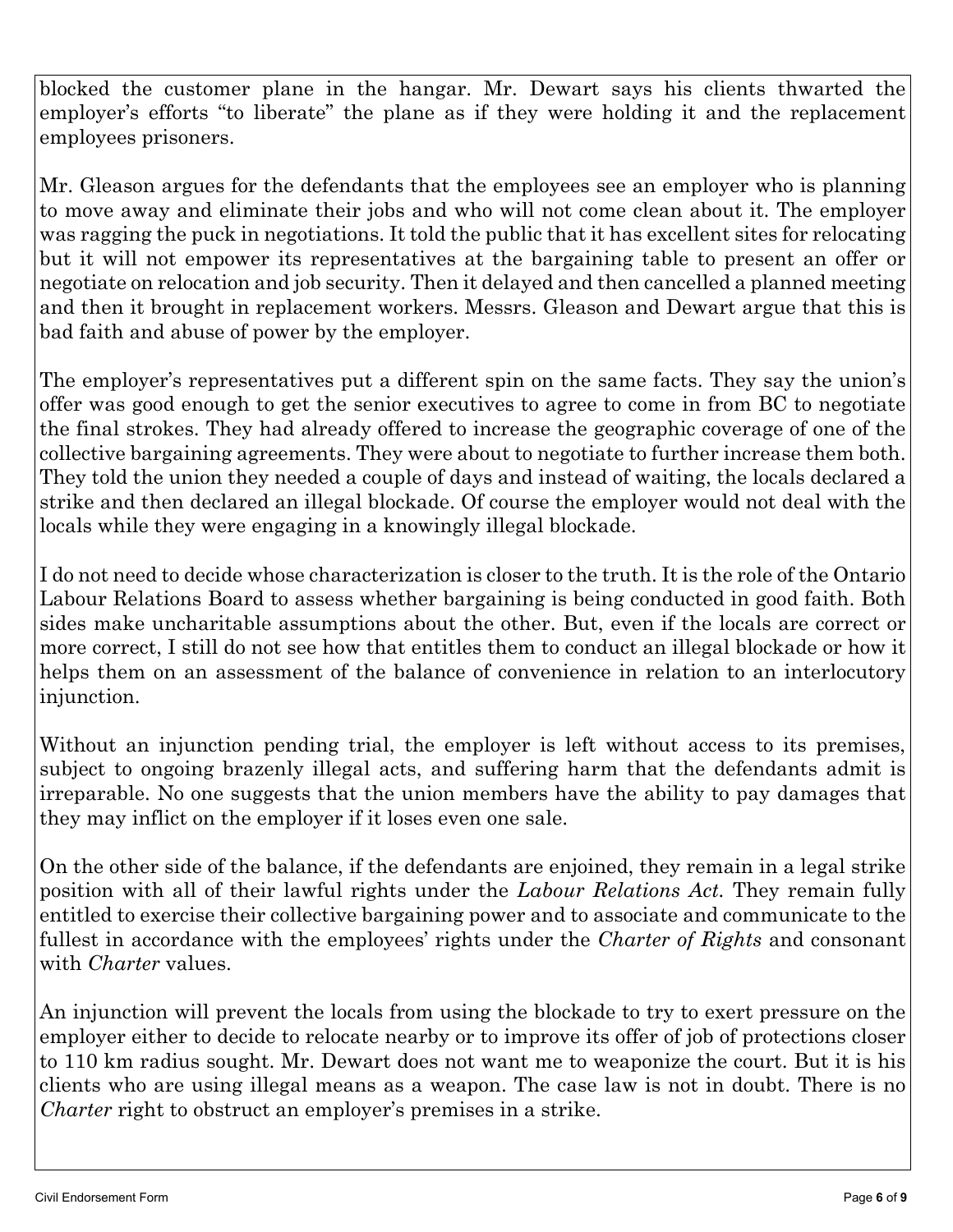blocked the customer plane in the hangar. Mr. Dewart says his clients thwarted the employer's efforts "to liberate" the plane as if they were holding it and the replacement employees prisoners.

Mr. Gleason argues for the defendants that the employees see an employer who is planning to move away and eliminate their jobs and who will not come clean about it. The employer was ragging the puck in negotiations. It told the public that it has excellent sites for relocating but it will not empower its representatives at the bargaining table to present an offer or negotiate on relocation and job security. Then it delayed and then cancelled a planned meeting and then it brought in replacement workers. Messrs. Gleason and Dewart argue that this is bad faith and abuse of power by the employer.

The employer's representatives put a different spin on the same facts. They say the union's offer was good enough to get the senior executives to agree to come in from BC to negotiate the final strokes. They had already offered to increase the geographic coverage of one of the collective bargaining agreements. They were about to negotiate to further increase them both. They told the union they needed a couple of days and instead of waiting, the locals declared a strike and then declared an illegal blockade. Of course the employer would not deal with the locals while they were engaging in a knowingly illegal blockade.

I do not need to decide whose characterization is closer to the truth. It is the role of the Ontario Labour Relations Board to assess whether bargaining is being conducted in good faith. Both sides make uncharitable assumptions about the other. But, even if the locals are correct or more correct, I still do not see how that entitles them to conduct an illegal blockade or how it helps them on an assessment of the balance of convenience in relation to an interlocutory injunction.

Without an injunction pending trial, the employer is left without access to its premises, subject to ongoing brazenly illegal acts, and suffering harm that the defendants admit is irreparable. No one suggests that the union members have the ability to pay damages that they may inflict on the employer if it loses even one sale.

On the other side of the balance, if the defendants are enjoined, they remain in a legal strike position with all of their lawful rights under the *Labour Relations Act*. They remain fully entitled to exercise their collective bargaining power and to associate and communicate to the fullest in accordance with the employees' rights under the *Charter of Rights* and consonant with *Charter* values.

An injunction will prevent the locals from using the blockade to try to exert pressure on the employer either to decide to relocate nearby or to improve its offer of job of protections closer to 110 km radius sought. Mr. Dewart does not want me to weaponize the court. But it is his clients who are using illegal means as a weapon. The case law is not in doubt. There is no *Charter* right to obstruct an employer's premises in a strike.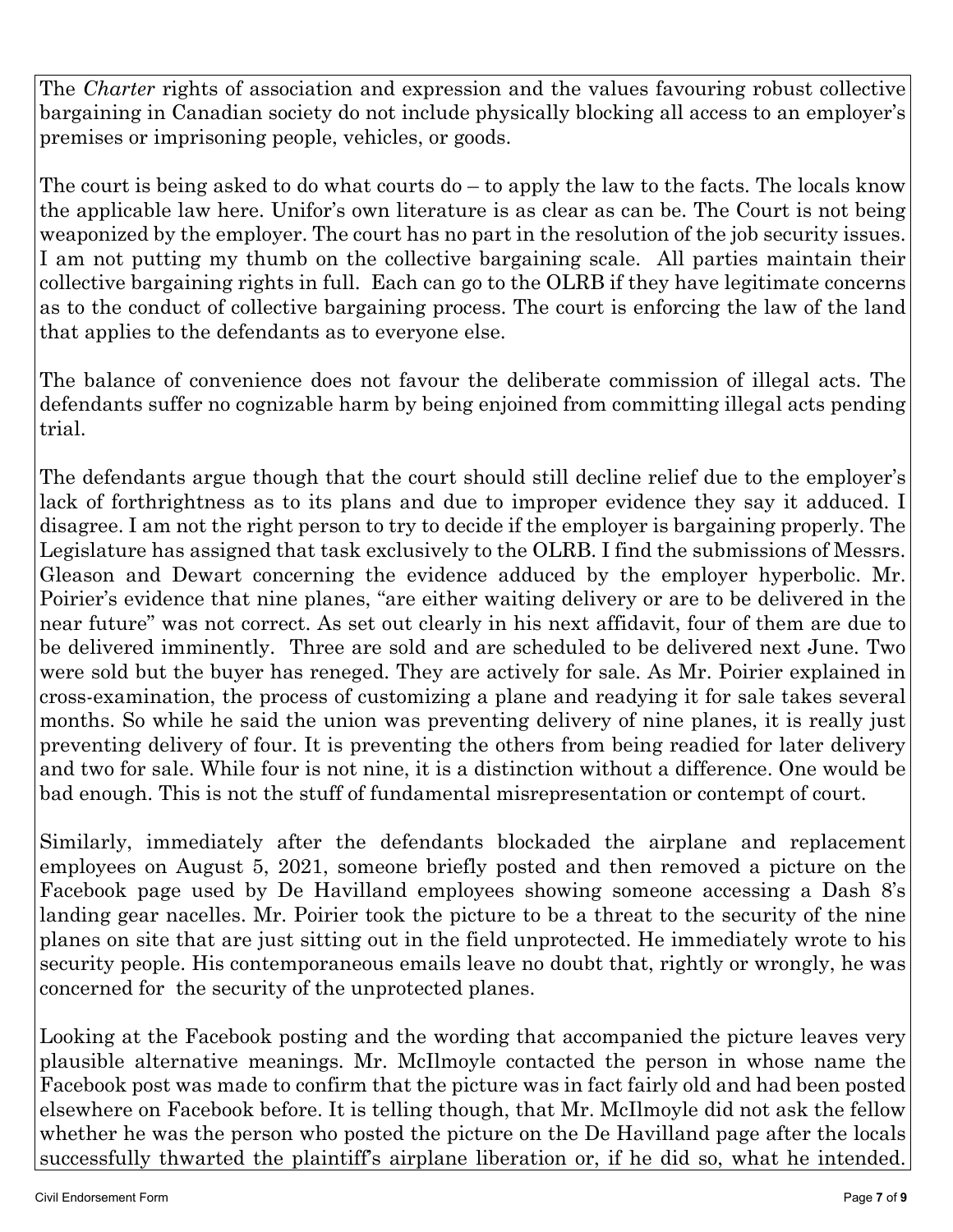The *Charter* rights of association and expression and the values favouring robust collective bargaining in Canadian society do not include physically blocking all access to an employer's premises or imprisoning people, vehicles, or goods.

The court is being asked to do what courts do – to apply the law to the facts. The locals know the applicable law here. Unifor's own literature is as clear as can be. The Court is not being weaponized by the employer. The court has no part in the resolution of the job security issues. I am not putting my thumb on the collective bargaining scale. All parties maintain their collective bargaining rights in full. Each can go to the OLRB if they have legitimate concerns as to the conduct of collective bargaining process. The court is enforcing the law of the land that applies to the defendants as to everyone else.

The balance of convenience does not favour the deliberate commission of illegal acts. The defendants suffer no cognizable harm by being enjoined from committing illegal acts pending trial.

The defendants argue though that the court should still decline relief due to the employer's lack of forthrightness as to its plans and due to improper evidence they say it adduced. I disagree. I am not the right person to try to decide if the employer is bargaining properly. The Legislature has assigned that task exclusively to the OLRB. I find the submissions of Messrs. Gleason and Dewart concerning the evidence adduced by the employer hyperbolic. Mr. Poirier's evidence that nine planes, "are either waiting delivery or are to be delivered in the near future" was not correct. As set out clearly in his next affidavit, four of them are due to be delivered imminently. Three are sold and are scheduled to be delivered next June. Two were sold but the buyer has reneged. They are actively for sale. As Mr. Poirier explained in cross-examination, the process of customizing a plane and readying it for sale takes several months. So while he said the union was preventing delivery of nine planes, it is really just preventing delivery of four. It is preventing the others from being readied for later delivery and two for sale. While four is not nine, it is a distinction without a difference. One would be bad enough. This is not the stuff of fundamental misrepresentation or contempt of court.

Similarly, immediately after the defendants blockaded the airplane and replacement employees on August 5, 2021, someone briefly posted and then removed a picture on the Facebook page used by De Havilland employees showing someone accessing a Dash 8's landing gear nacelles. Mr. Poirier took the picture to be a threat to the security of the nine planes on site that are just sitting out in the field unprotected. He immediately wrote to his security people. His contemporaneous emails leave no doubt that, rightly or wrongly, he was concerned for the security of the unprotected planes.

Looking at the Facebook posting and the wording that accompanied the picture leaves very plausible alternative meanings. Mr. McIlmoyle contacted the person in whose name the Facebook post was made to confirm that the picture was in fact fairly old and had been posted elsewhere on Facebook before. It is telling though, that Mr. McIlmoyle did not ask the fellow whether he was the person who posted the picture on the De Havilland page after the locals successfully thwarted the plaintiff's airplane liberation or, if he did so, what he intended.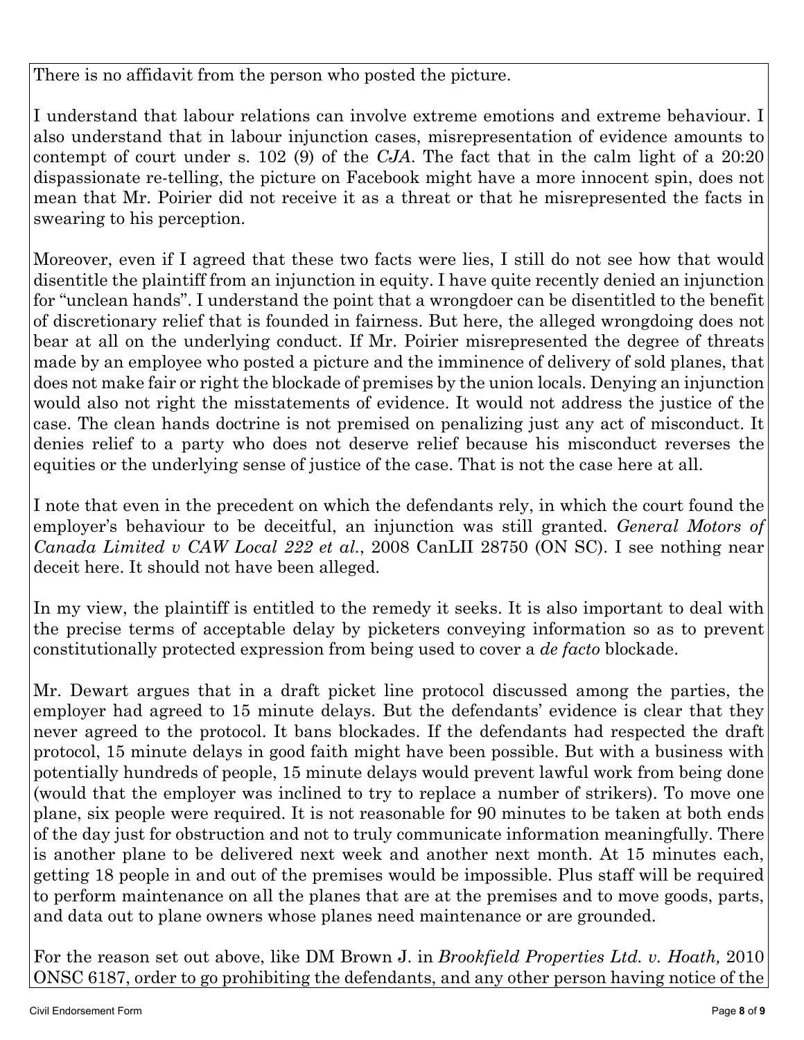There is no affidavit from the person who posted the picture.

I understand that labour relations can involve extreme emotions and extreme behaviour. I also understand that in labour injunction cases, misrepresentation of evidence amounts to contempt of court under s. 102 (9) of the *CJA*. The fact that in the calm light of a 20:20 dispassionate re-telling, the picture on Facebook might have a more innocent spin, does not mean that Mr. Poirier did not receive it as a threat or that he misrepresented the facts in swearing to his perception.

Moreover, even if I agreed that these two facts were lies, I still do not see how that would disentitle the plaintiff from an injunction in equity. I have quite recently denied an injunction for "unclean hands". I understand the point that a wrongdoer can be disentitled to the benefit of discretionary relief that is founded in fairness. But here, the alleged wrongdoing does not bear at all on the underlying conduct. If Mr. Poirier misrepresented the degree of threats made by an employee who posted a picture and the imminence of delivery of sold planes, that does not make fair or right the blockade of premises by the union locals. Denying an injunction would also not right the misstatements of evidence. It would not address the justice of the case. The clean hands doctrine is not premised on penalizing just any act of misconduct. It denies relief to a party who does not deserve relief because his misconduct reverses the equities or the underlying sense of justice of the case. That is not the case here at all.

I note that even in the precedent on which the defendants rely, in which the court found the employer's behaviour to be deceitful, an injunction was still granted. *General Motors of Canada Limited v CAW Local 222 et al.*, 2008 CanLII 28750 (ON SC). I see nothing near deceit here. It should not have been alleged.

In my view, the plaintiff is entitled to the remedy it seeks. It is also important to deal with the precise terms of acceptable delay by picketers conveying information so as to prevent constitutionally protected expression from being used to cover a *de facto* blockade.

Mr. Dewart argues that in a draft picket line protocol discussed among the parties, the employer had agreed to 15 minute delays. But the defendants' evidence is clear that they never agreed to the protocol. It bans blockades. If the defendants had respected the draft protocol, 15 minute delays in good faith might have been possible. But with a business with potentially hundreds of people, 15 minute delays would prevent lawful work from being done (would that the employer was inclined to try to replace a number of strikers). To move one plane, six people were required. It is not reasonable for 90 minutes to be taken at both ends of the day just for obstruction and not to truly communicate information meaningfully. There is another plane to be delivered next week and another next month. At 15 minutes each, getting 18 people in and out of the premises would be impossible. Plus staff will be required to perform maintenance on all the planes that are at the premises and to move goods, parts, and data out to plane owners whose planes need maintenance or are grounded.

For the reason set out above, like DM Brown J. in *Brookfield Properties Ltd. v. Hoath,* 2010 ONSC 6187, order to go prohibiting the defendants, and any other person having notice of the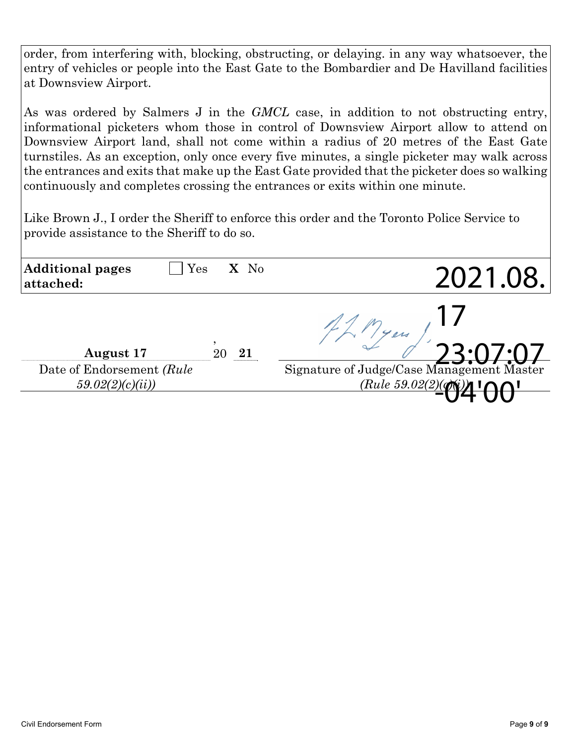order, from interfering with, blocking, obstructing, or delaying. in any way whatsoever, the entry of vehicles or people into the East Gate to the Bombardier and De Havilland facilities at Downsview Airport.

As was ordered by Salmers J in the *GMCL* case, in addition to not obstructing entry, informational picketers whom those in control of Downsview Airport allow to attend on Downsview Airport land, shall not come within a radius of 20 metres of the East Gate turnstiles. As an exception, only once every five minutes, a single picketer may walk across the entrances and exits that make up the East Gate provided that the picketer does so walking continuously and completes crossing the entrances or exits within one minute.

Like Brown J., I order the Sheriff to enforce this order and the Toronto Police Service to provide assistance to the Sheriff to do so.

**Additional pages attached:** ☐ Yes **X** No

2021.08.17 23:07:07 -04'00'

**August 17**, 20 **21**

Date of Endorsement *(Rule 59.02(2)(c)(ii))*

Signature of Judge/Case Management Master *(Rule 59.02(2)(c)(i))*